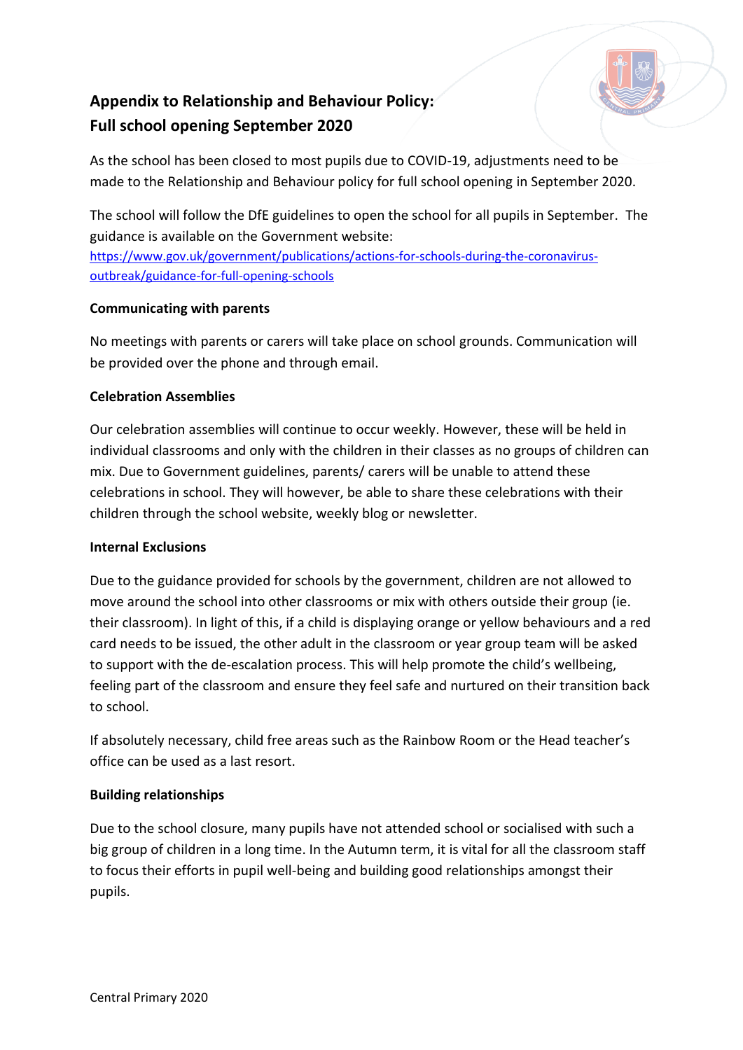# Appendix to Relationship and Behaviour Policy: Full school opening September 2020

As the school has been closed to most pupils due to COVID-19, adjustments need to be made to the Relationship and Behaviour policy for full school opening in September 2020.

The school will follow the DfE guidelines to open the school for all pupils in September. The guidance is available on the Government website: [https://www.gov.uk/government/publications/actions-for-schools-during-the-coronavirus-outbreak/guidance-for-full-opening-schools](https://www.gov.uk/government/publications/actions-for-schools-during-the-coronavirus-outbreak/guidance-for-full-opening-schools)

**Communicating with parents**

No meetings with parents or carers will take place on school grounds. Communication will be provided over the phone and through email.

**Celebration Assemblies**

Our celebration assemblies will continue to occur weekly. However, these will be held in individual classrooms and only with the children in their classes as no groups of children can mix. Due to Government guidelines, parents/ carers will be unable to attend these celebrations in school. They will however, be able to share these celebrations with their children through the school website, weekly blog or newsletter.

**Internal Exclusions**

Due to the guidance provided for schools by the government, children are not allowed to move around the school into other classrooms or mix with others outside their group (ie. their classroom). In light of this, if a child is displaying orange or yellow behaviours and a red card needs to be issued, the other adult in the classroom or year group team will be asked to support with the de-escalation process. This will help promote the child's wellbeing, feeling part of the classroom and ensure they feel safe and nurtured on their transition back to school.

If absolutely necessary, child free areas such as the Rainbow Room or the Head teacher's office can be used as a last resort.

**Building relationships**

Due to the school closure, many pupils have not attended school or socialised with such a big group of children in a long time. In the Autumn term, it is vital for all the classroom staff to focus their efforts in pupil well-being and building good relationships amongst their pupils.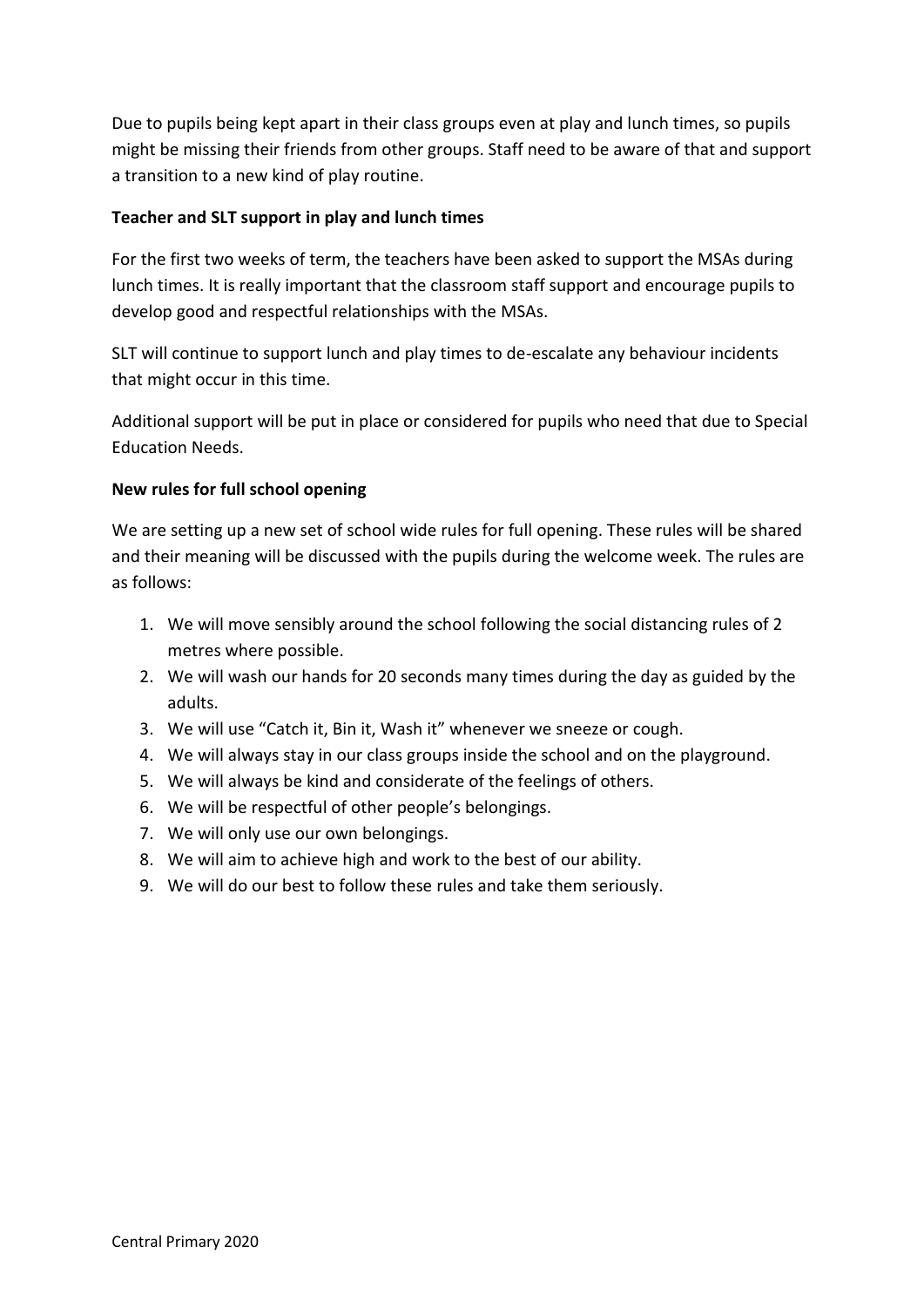Due to pupils being kept apart in their class groups even at play and lunch times, so pupils might be missing their friends from other groups. Staff need to be aware of that and support a transition to a new kind of play routine.

**Teacher and SLT support in play and lunch times**

For the first two weeks of term, the teachers have been asked to support the MSAs during lunch times. It is really important that the classroom staff support and encourage pupils to develop good and respectful relationships with the MSAs.

SLT will continue to support lunch and play times to de-escalate any behaviour incidents that might occur in this time.

Additional support will be put in place or considered for pupils who need that due to Special Education Needs.

**New rules for full school opening**

We are setting up a new set of school wide rules for full opening. These rules will be shared and their meaning will be discussed with the pupils during the welcome week. The rules are as follows:

1. We will move sensibly around the school following the social distancing rules of 2 metres where possible.
2. We will wash our hands for 20 seconds many times during the day as guided by the adults.
3. We will use "Catch it, Bin it, Wash it" whenever we sneeze or cough.
4. We will always stay in our class groups inside the school and on the playground.
5. We will always be kind and considerate of the feelings of others.
6. We will be respectful of other people's belongings.
7. We will only use our own belongings.
8. We will aim to achieve high and work to the best of our ability.
9. We will do our best to follow these rules and take them seriously.